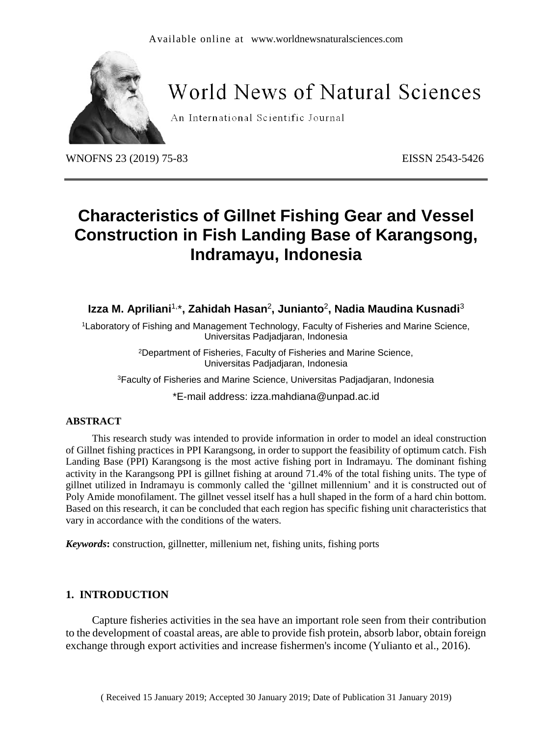# Characteristics of Gillnet Fishing Gear and Vessel Construction in Fish Landing Base of Karangsong, Indramayu, Indonesia

**Izza M. Apriliani[1,*], Zahidah Hasan[2], Junianto[2], Nadia Maudina Kusnadi[3]**

[1]Laboratory of Fishing and Management Technology, Faculty of Fisheries and Marine Science, Universitas Padjadjaran, Indonesia

[2]Department of Fisheries, Faculty of Fisheries and Marine Science, Universitas Padjadjaran, Indonesia

[3]Faculty of Fisheries and Marine Science, Universitas Padjadjaran, Indonesia

*E-mail address: izza.mahdiana@unpad.ac.id

## ABSTRACT

This research study was intended to provide information in order to model an ideal construction of Gillnet fishing practices in PPI Karangsong, in order to support the feasibility of optimum catch. Fish Landing Base (PPI) Karangsong is the most active fishing port in Indramayu. The dominant fishing activity in the Karangsong PPI is gillnet fishing at around 71.4% of the total fishing units. The type of gillnet utilized in Indramayu is commonly called the 'gillnet millennium' and it is constructed out of Poly Amide monofilament. The gillnet vessel itself has a hull shaped in the form of a hard chin bottom. Based on this research, it can be concluded that each region has specific fishing unit characteristics that vary in accordance with the conditions of the waters.

***Keywords*:** construction, gillnetter, millenium net, fishing units, fishing ports

## 1. INTRODUCTION

Capture fisheries activities in the sea have an important role seen from their contribution to the development of coastal areas, are able to provide fish protein, absorb labor, obtain foreign exchange through export activities and increase fishermen's income (Yulianto et al., 2016).

( Received 15 January 2019; Accepted 30 January 2019; Date of Publication 31 January 2019)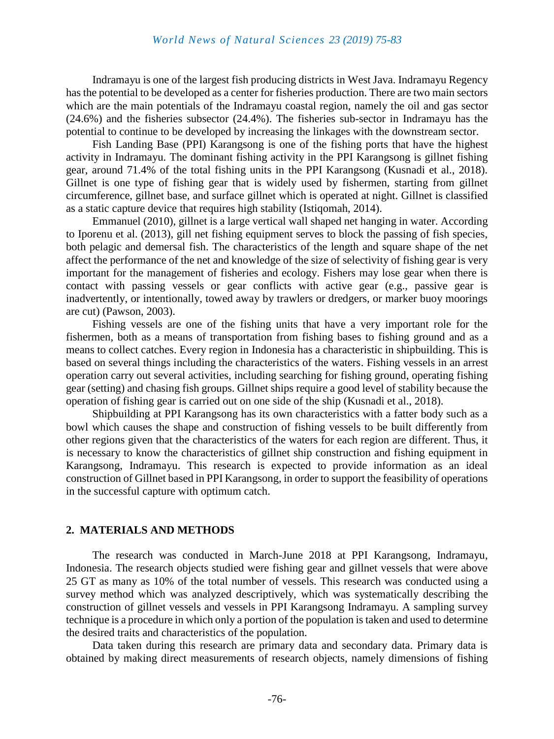Indramayu is one of the largest fish producing districts in West Java. Indramayu Regency has the potential to be developed as a center for fisheries production. There are two main sectors which are the main potentials of the Indramayu coastal region, namely the oil and gas sector (24.6%) and the fisheries subsector (24.4%). The fisheries sub-sector in Indramayu has the potential to continue to be developed by increasing the linkages with the downstream sector.

Fish Landing Base (PPI) Karangsong is one of the fishing ports that have the highest activity in Indramayu. The dominant fishing activity in the PPI Karangsong is gillnet fishing gear, around 71.4% of the total fishing units in the PPI Karangsong (Kusnadi et al., 2018). Gillnet is one type of fishing gear that is widely used by fishermen, starting from gillnet circumference, gillnet base, and surface gillnet which is operated at night. Gillnet is classified as a static capture device that requires high stability (Istiqomah, 2014).

Emmanuel (2010), gillnet is a large vertical wall shaped net hanging in water. According to Iporenu et al. (2013), gill net fishing equipment serves to block the passing of fish species, both pelagic and demersal fish. The characteristics of the length and square shape of the net affect the performance of the net and knowledge of the size of selectivity of fishing gear is very important for the management of fisheries and ecology. Fishers may lose gear when there is contact with passing vessels or gear conflicts with active gear (e.g., passive gear is inadvertently, or intentionally, towed away by trawlers or dredgers, or marker buoy moorings are cut) (Pawson, 2003).

Fishing vessels are one of the fishing units that have a very important role for the fishermen, both as a means of transportation from fishing bases to fishing ground and as a means to collect catches. Every region in Indonesia has a characteristic in shipbuilding. This is based on several things including the characteristics of the waters. Fishing vessels in an arrest operation carry out several activities, including searching for fishing ground, operating fishing gear (setting) and chasing fish groups. Gillnet ships require a good level of stability because the operation of fishing gear is carried out on one side of the ship (Kusnadi et al., 2018).

Shipbuilding at PPI Karangsong has its own characteristics with a fatter body such as a bowl which causes the shape and construction of fishing vessels to be built differently from other regions given that the characteristics of the waters for each region are different. Thus, it is necessary to know the characteristics of gillnet ship construction and fishing equipment in Karangsong, Indramayu. This research is expected to provide information as an ideal construction of Gillnet based in PPI Karangsong, in order to support the feasibility of operations in the successful capture with optimum catch.

## 2. MATERIALS AND METHODS

The research was conducted in March-June 2018 at PPI Karangsong, Indramayu, Indonesia. The research objects studied were fishing gear and gillnet vessels that were above 25 GT as many as 10% of the total number of vessels. This research was conducted using a survey method which was analyzed descriptively, which was systematically describing the construction of gillnet vessels and vessels in PPI Karangsong Indramayu. A sampling survey technique is a procedure in which only a portion of the population is taken and used to determine the desired traits and characteristics of the population.

Data taken during this research are primary data and secondary data. Primary data is obtained by making direct measurements of research objects, namely dimensions of fishing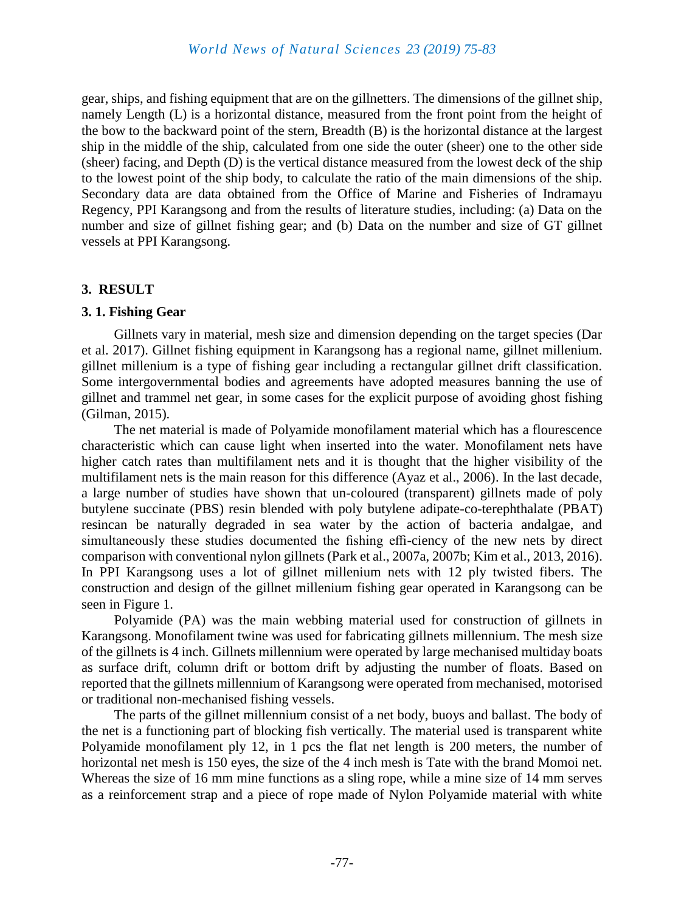gear, ships, and fishing equipment that are on the gillnetters. The dimensions of the gillnet ship, namely Length (L) is a horizontal distance, measured from the front point from the height of the bow to the backward point of the stern, Breadth (B) is the horizontal distance at the largest ship in the middle of the ship, calculated from one side the outer (sheer) one to the other side (sheer) facing, and Depth (D) is the vertical distance measured from the lowest deck of the ship to the lowest point of the ship body, to calculate the ratio of the main dimensions of the ship. Secondary data are data obtained from the Office of Marine and Fisheries of Indramayu Regency, PPI Karangsong and from the results of literature studies, including: (a) Data on the number and size of gillnet fishing gear; and (b) Data on the number and size of GT gillnet vessels at PPI Karangsong.

## 3. RESULT

### 3. 1. Fishing Gear

Gillnets vary in material, mesh size and dimension depending on the target species (Dar et al. 2017). Gillnet fishing equipment in Karangsong has a regional name, gillnet millenium. gillnet millenium is a type of fishing gear including a rectangular gillnet drift classification. Some intergovernmental bodies and agreements have adopted measures banning the use of gillnet and trammel net gear, in some cases for the explicit purpose of avoiding ghost fishing (Gilman, 2015).

The net material is made of Polyamide monofilament material which has a flourescence characteristic which can cause light when inserted into the water. Monofilament nets have higher catch rates than multifilament nets and it is thought that the higher visibility of the multifilament nets is the main reason for this difference (Ayaz et al., 2006). In the last decade, a large number of studies have shown that un-coloured (transparent) gillnets made of poly butylene succinate (PBS) resin blended with poly butylene adipate-co-terephthalate (PBAT) resincan be naturally degraded in sea water by the action of bacteria andalgae, and simultaneously these studies documented the fishing effi-ciency of the new nets by direct comparison with conventional nylon gillnets (Park et al., 2007a, 2007b; Kim et al., 2013, 2016). In PPI Karangsong uses a lot of gillnet millenium nets with 12 ply twisted fibers. The construction and design of the gillnet millenium fishing gear operated in Karangsong can be seen in Figure 1.

Polyamide (PA) was the main webbing material used for construction of gillnets in Karangsong. Monofilament twine was used for fabricating gillnets millennium. The mesh size of the gillnets is 4 inch. Gillnets millennium were operated by large mechanised multiday boats as surface drift, column drift or bottom drift by adjusting the number of floats. Based on reported that the gillnets millennium of Karangsong were operated from mechanised, motorised or traditional non-mechanised fishing vessels.

The parts of the gillnet millennium consist of a net body, buoys and ballast. The body of the net is a functioning part of blocking fish vertically. The material used is transparent white Polyamide monofilament ply 12, in 1 pcs the flat net length is 200 meters, the number of horizontal net mesh is 150 eyes, the size of the 4 inch mesh is Tate with the brand Momoi net. Whereas the size of 16 mm mine functions as a sling rope, while a mine size of 14 mm serves as a reinforcement strap and a piece of rope made of Nylon Polyamide material with white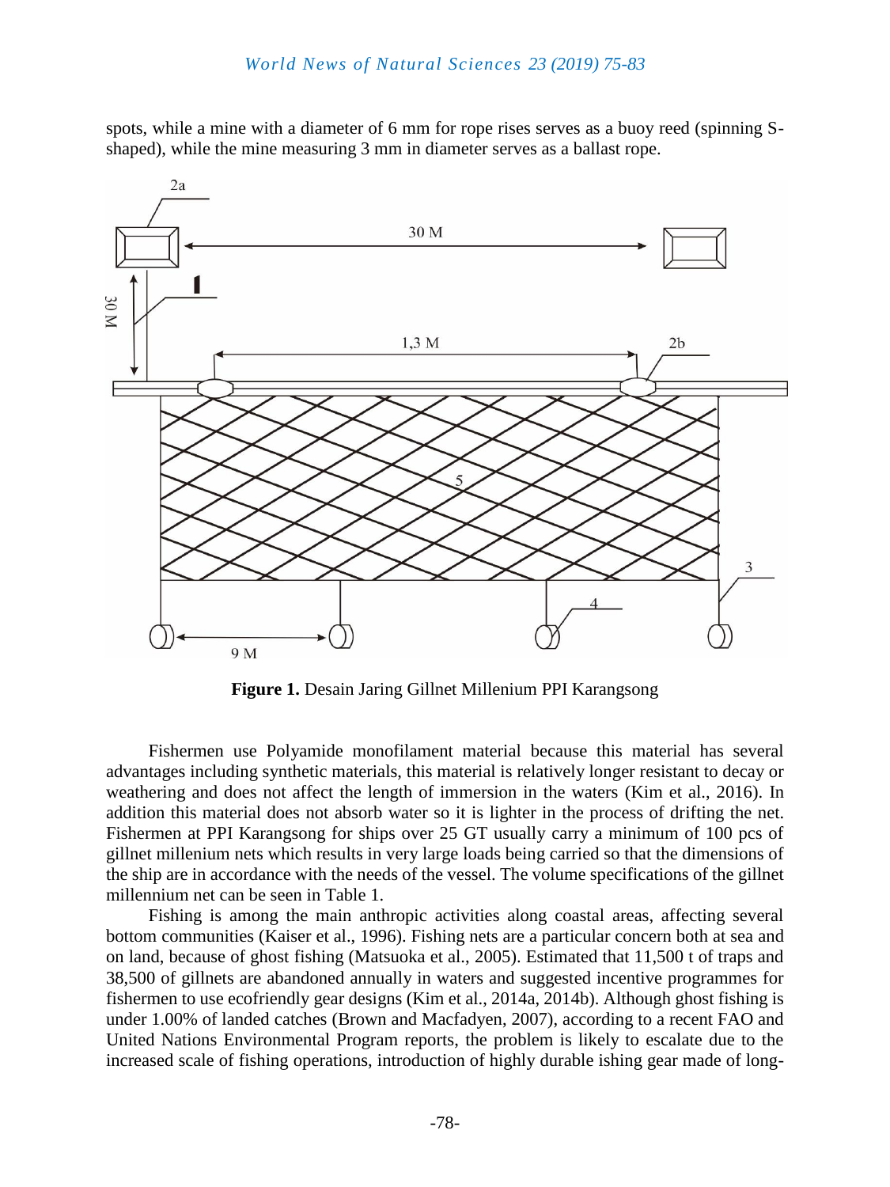spots, while a mine with a diameter of 6 mm for rope rises serves as a buoy reed (spinning S-shaped), while the mine measuring 3 mm in diameter serves as a ballast rope.

**Figure 1.** Desain Jaring Gillnet Millenium PPI Karangsong

Fishermen use Polyamide monofilament material because this material has several advantages including synthetic materials, this material is relatively longer resistant to decay or weathering and does not affect the length of immersion in the waters (Kim et al., 2016). In addition this material does not absorb water so it is lighter in the process of drifting the net. Fishermen at PPI Karangsong for ships over 25 GT usually carry a minimum of 100 pcs of gillnet millenium nets which results in very large loads being carried so that the dimensions of the ship are in accordance with the needs of the vessel. The volume specifications of the gillnet millennium net can be seen in Table 1.

Fishing is among the main anthropic activities along coastal areas, affecting several bottom communities (Kaiser et al., 1996). Fishing nets are a particular concern both at sea and on land, because of ghost fishing (Matsuoka et al., 2005). Estimated that 11,500 t of traps and 38,500 of gillnets are abandoned annually in waters and suggested incentive programmes for fishermen to use ecofriendly gear designs (Kim et al., 2014a, 2014b). Although ghost fishing is under 1.00% of landed catches (Brown and Macfadyen, 2007), according to a recent FAO and United Nations Environmental Program reports, the problem is likely to escalate due to the increased scale of fishing operations, introduction of highly durable ishing gear made of long-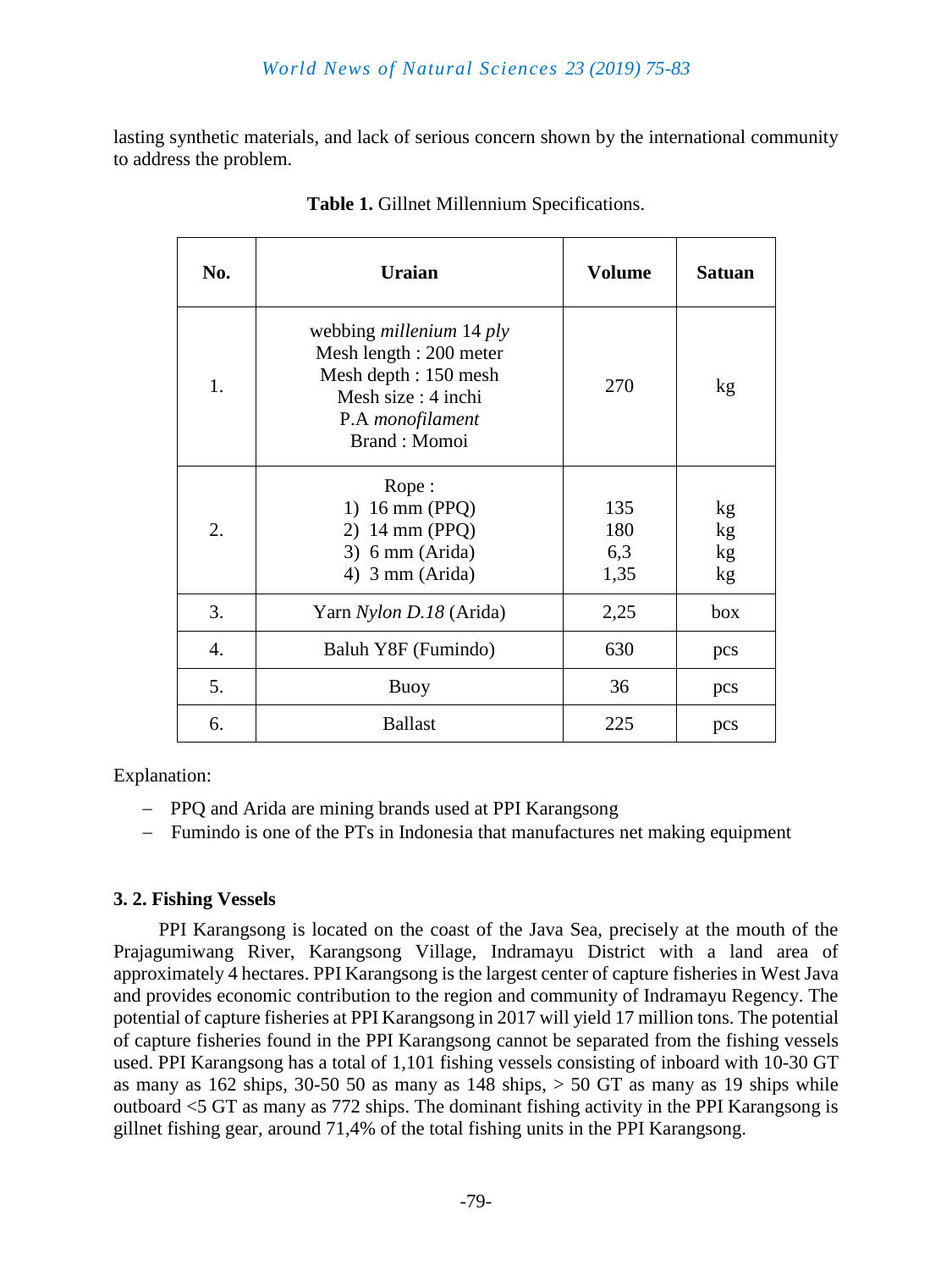lasting synthetic materials, and lack of serious concern shown by the international community to address the problem.

**Table 1.** Gillnet Millennium Specifications.

| No. | Uraian | Volume | Satuan |
|---|---|---|---|
| 1. | webbing *millenium* 14 *ply*<br>Mesh length : 200 meter<br>Mesh depth : 150 mesh<br>Mesh size : 4 inchi<br>P.A *monofilament*<br>Brand : Momoi | 270 | kg |
| 2. | Rope :<br>1) 16 mm (PPQ)<br>2) 14 mm (PPQ)<br>3) 6 mm (Arida)<br>4) 3 mm (Arida) | <br>135<br>180<br>6,3<br>1,35 | <br>kg<br>kg<br>kg<br>kg |
| 3. | Yarn *Nylon D.18* (Arida) | 2,25 | box |
| 4. | Baluh Y8F (Fumindo) | 630 | pcs |
| 5. | Buoy | 36 | pcs |
| 6. | Ballast | 225 | pcs |

Explanation:

- PPQ and Arida are mining brands used at PPI Karangsong
- Fumindo is one of the PTs in Indonesia that manufactures net making equipment

### 3. 2. Fishing Vessels

PPI Karangsong is located on the coast of the Java Sea, precisely at the mouth of the Prajagumiwang River, Karangsong Village, Indramayu District with a land area of approximately 4 hectares. PPI Karangsong is the largest center of capture fisheries in West Java and provides economic contribution to the region and community of Indramayu Regency. The potential of capture fisheries at PPI Karangsong in 2017 will yield 17 million tons. The potential of capture fisheries found in the PPI Karangsong cannot be separated from the fishing vessels used. PPI Karangsong has a total of 1,101 fishing vessels consisting of inboard with 10-30 GT as many as 162 ships, 30-50 50 as many as 148 ships, > 50 GT as many as 19 ships while outboard <5 GT as many as 772 ships. The dominant fishing activity in the PPI Karangsong is gillnet fishing gear, around 71,4% of the total fishing units in the PPI Karangsong.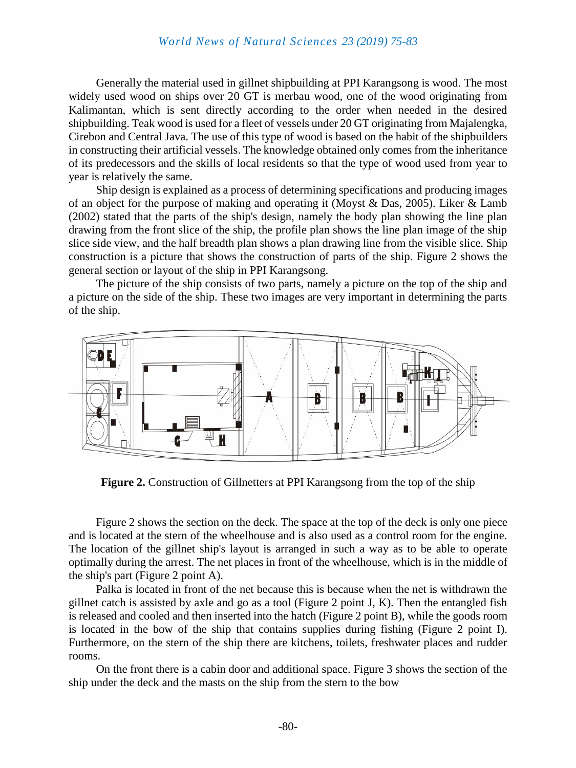Generally the material used in gillnet shipbuilding at PPI Karangsong is wood. The most widely used wood on ships over 20 GT is merbau wood, one of the wood originating from Kalimantan, which is sent directly according to the order when needed in the desired shipbuilding. Teak wood is used for a fleet of vessels under 20 GT originating from Majalengka, Cirebon and Central Java. The use of this type of wood is based on the habit of the shipbuilders in constructing their artificial vessels. The knowledge obtained only comes from the inheritance of its predecessors and the skills of local residents so that the type of wood used from year to year is relatively the same.

Ship design is explained as a process of determining specifications and producing images of an object for the purpose of making and operating it (Moyst & Das, 2005). Liker & Lamb (2002) stated that the parts of the ship's design, namely the body plan showing the line plan drawing from the front slice of the ship, the profile plan shows the line plan image of the ship slice side view, and the half breadth plan shows a plan drawing line from the visible slice. Ship construction is a picture that shows the construction of parts of the ship. Figure 2 shows the general section or layout of the ship in PPI Karangsong.

The picture of the ship consists of two parts, namely a picture on the top of the ship and a picture on the side of the ship. These two images are very important in determining the parts of the ship.

**Figure 2.** Construction of Gillnetters at PPI Karangsong from the top of the ship

Figure 2 shows the section on the deck. The space at the top of the deck is only one piece and is located at the stern of the wheelhouse and is also used as a control room for the engine. The location of the gillnet ship's layout is arranged in such a way as to be able to operate optimally during the arrest. The net places in front of the wheelhouse, which is in the middle of the ship's part (Figure 2 point A).

Palka is located in front of the net because this is because when the net is withdrawn the gillnet catch is assisted by axle and go as a tool (Figure 2 point J, K). Then the entangled fish is released and cooled and then inserted into the hatch (Figure 2 point B), while the goods room is located in the bow of the ship that contains supplies during fishing (Figure 2 point I). Furthermore, on the stern of the ship there are kitchens, toilets, freshwater places and rudder rooms.

On the front there is a cabin door and additional space. Figure 3 shows the section of the ship under the deck and the masts on the ship from the stern to the bow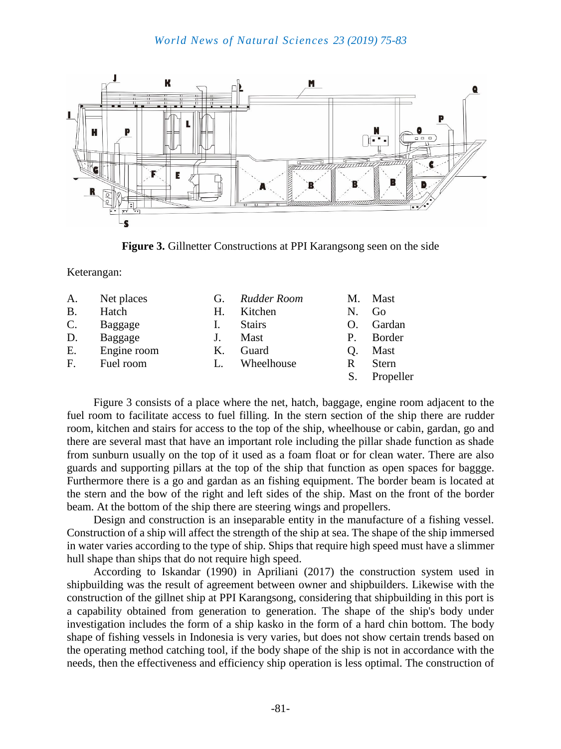**Figure 3.** Gillnetter Constructions at PPI Karangsong seen on the side

Keterangan:

| | | | | | |
|---|---|---|---|---|---|
| A. | Net places | G. | *Rudder Room* | M. | Mast |
| B. | Hatch | H. | Kitchen | N. | Go |
| C. | Baggage | I. | Stairs | O. | Gardan |
| D. | Baggage | J. | Mast | P. | Border |
| E. | Engine room | K. | Guard | Q. | Mast |
| F. | Fuel room | L. | Wheelhouse | R | Stern |
| | | | | S. | Propeller |

Figure 3 consists of a place where the net, hatch, baggage, engine room adjacent to the fuel room to facilitate access to fuel filling. In the stern section of the ship there are rudder room, kitchen and stairs for access to the top of the ship, wheelhouse or cabin, gardan, go and there are several mast that have an important role including the pillar shade function as shade from sunburn usually on the top of it used as a foam float or for clean water. There are also guards and supporting pillars at the top of the ship that function as open spaces for baggge. Furthermore there is a go and gardan as an fishing equipment. The border beam is located at the stern and the bow of the right and left sides of the ship. Mast on the front of the border beam. At the bottom of the ship there are steering wings and propellers.

Design and construction is an inseparable entity in the manufacture of a fishing vessel. Construction of a ship will affect the strength of the ship at sea. The shape of the ship immersed in water varies according to the type of ship. Ships that require high speed must have a slimmer hull shape than ships that do not require high speed.

According to Iskandar (1990) in Apriliani (2017) the construction system used in shipbuilding was the result of agreement between owner and shipbuilders. Likewise with the construction of the gillnet ship at PPI Karangsong, considering that shipbuilding in this port is a capability obtained from generation to generation. The shape of the ship's body under investigation includes the form of a ship kasko in the form of a hard chin bottom. The body shape of fishing vessels in Indonesia is very varies, but does not show certain trends based on the operating method catching tool, if the body shape of the ship is not in accordance with the needs, then the effectiveness and efficiency ship operation is less optimal. The construction of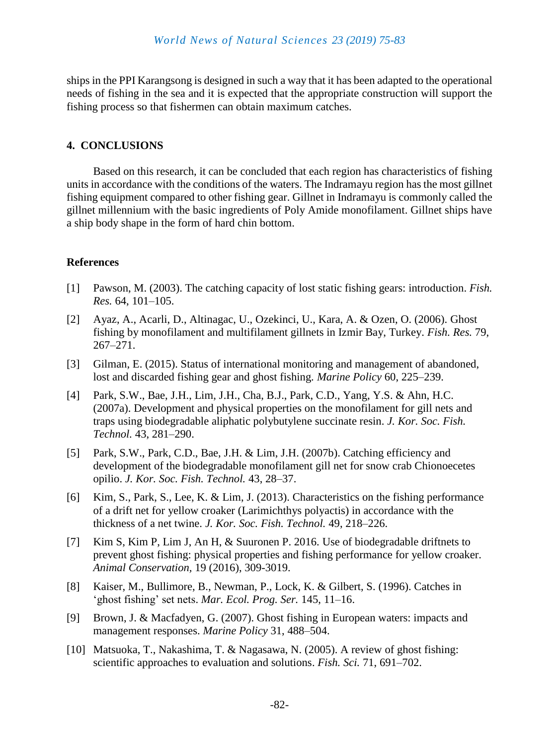ships in the PPI Karangsong is designed in such a way that it has been adapted to the operational needs of fishing in the sea and it is expected that the appropriate construction will support the fishing process so that fishermen can obtain maximum catches.

## 4. CONCLUSIONS

Based on this research, it can be concluded that each region has characteristics of fishing units in accordance with the conditions of the waters. The Indramayu region has the most gillnet fishing equipment compared to other fishing gear. Gillnet in Indramayu is commonly called the gillnet millennium with the basic ingredients of Poly Amide monofilament. Gillnet ships have a ship body shape in the form of hard chin bottom.

## References

[1] Pawson, M. (2003). The catching capacity of lost static fishing gears: introduction. *Fish. Res.* 64, 101–105.

[2] Ayaz, A., Acarli, D., Altinagac, U., Ozekinci, U., Kara, A. & Ozen, O. (2006). Ghost fishing by monofilament and multifilament gillnets in Izmir Bay, Turkey. *Fish. Res.* 79, 267–271.

[3] Gilman, E. (2015). Status of international monitoring and management of abandoned, lost and discarded fishing gear and ghost fishing. *Marine Policy* 60, 225–239.

[4] Park, S.W., Bae, J.H., Lim, J.H., Cha, B.J., Park, C.D., Yang, Y.S. & Ahn, H.C. (2007a). Development and physical properties on the monofilament for gill nets and traps using biodegradable aliphatic polybutylene succinate resin. *J. Kor. Soc. Fish. Technol.* 43, 281–290.

[5] Park, S.W., Park, C.D., Bae, J.H. & Lim, J.H. (2007b). Catching efficiency and development of the biodegradable monofilament gill net for snow crab Chionoecetes opilio. *J. Kor. Soc. Fish. Technol.* 43, 28–37.

[6] Kim, S., Park, S., Lee, K. & Lim, J. (2013). Characteristics on the fishing performance of a drift net for yellow croaker (Larimichthys polyactis) in accordance with the thickness of a net twine. *J. Kor. Soc. Fish. Technol.* 49, 218–226.

[7] Kim S, Kim P, Lim J, An H, & Suuronen P. 2016. Use of biodegradable driftnets to prevent ghost fishing: physical properties and fishing performance for yellow croaker. *Animal Conservation,* 19 (2016), 309-3019.

[8] Kaiser, M., Bullimore, B., Newman, P., Lock, K. & Gilbert, S. (1996). Catches in 'ghost fishing' set nets. *Mar. Ecol. Prog. Ser.* 145, 11–16.

[9] Brown, J. & Macfadyen, G. (2007). Ghost fishing in European waters: impacts and management responses. *Marine Policy* 31, 488–504.

[10] Matsuoka, T., Nakashima, T. & Nagasawa, N. (2005). A review of ghost fishing: scientific approaches to evaluation and solutions. *Fish. Sci.* 71, 691–702.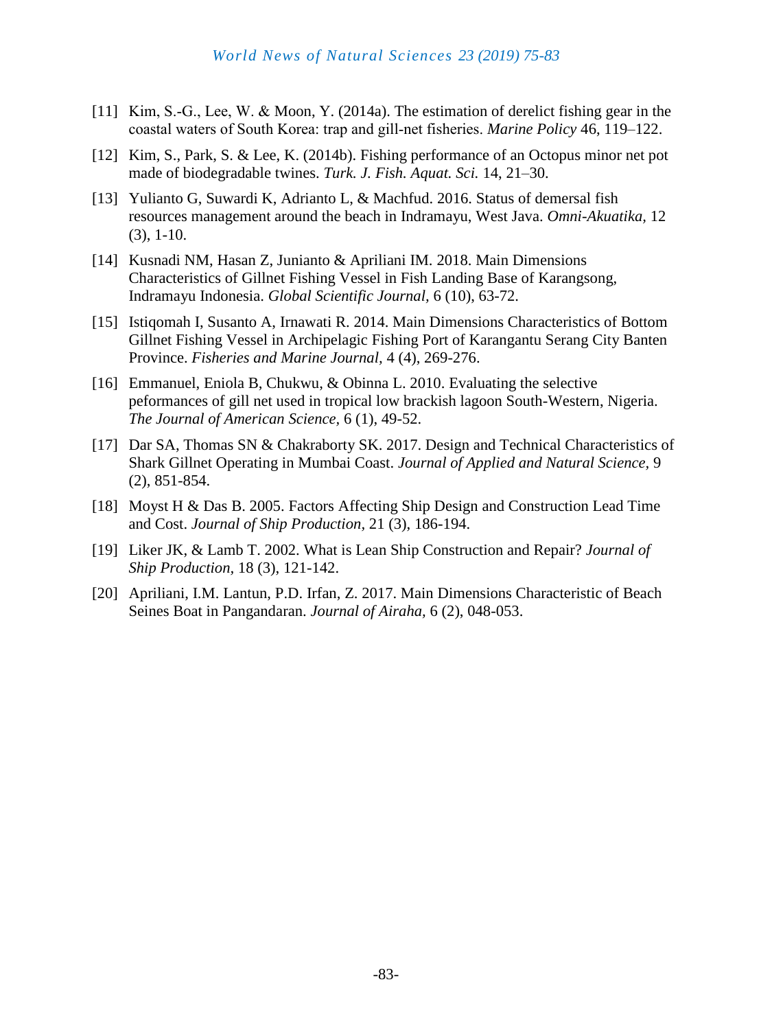[11] Kim, S.-G., Lee, W. & Moon, Y. (2014a). The estimation of derelict fishing gear in the coastal waters of South Korea: trap and gill-net fisheries. *Marine Policy* 46, 119–122.

[12] Kim, S., Park, S. & Lee, K. (2014b). Fishing performance of an Octopus minor net pot made of biodegradable twines. *Turk. J. Fish. Aquat. Sci.* 14, 21–30.

[13] Yulianto G, Suwardi K, Adrianto L, & Machfud. 2016. Status of demersal fish resources management around the beach in Indramayu, West Java. *Omni-Akuatika,* 12 (3), 1-10.

[14] Kusnadi NM, Hasan Z, Junianto & Apriliani IM. 2018. Main Dimensions Characteristics of Gillnet Fishing Vessel in Fish Landing Base of Karangsong, Indramayu Indonesia. *Global Scientific Journal,* 6 (10), 63-72.

[15] Istiqomah I, Susanto A, Irnawati R. 2014. Main Dimensions Characteristics of Bottom Gillnet Fishing Vessel in Archipelagic Fishing Port of Karangantu Serang City Banten Province. *Fisheries and Marine Journal,* 4 (4), 269-276.

[16] Emmanuel, Eniola B, Chukwu, & Obinna L. 2010. Evaluating the selective peformances of gill net used in tropical low brackish lagoon South-Western, Nigeria. *The Journal of American Science,* 6 (1), 49-52.

[17] Dar SA, Thomas SN & Chakraborty SK. 2017. Design and Technical Characteristics of Shark Gillnet Operating in Mumbai Coast. *Journal of Applied and Natural Science,* 9 (2), 851-854.

[18] Moyst H & Das B. 2005. Factors Affecting Ship Design and Construction Lead Time and Cost. *Journal of Ship Production,* 21 (3), 186-194.

[19] Liker JK, & Lamb T. 2002. What is Lean Ship Construction and Repair? *Journal of Ship Production,* 18 (3), 121-142.

[20] Apriliani, I.M. Lantun, P.D. Irfan, Z. 2017. Main Dimensions Characteristic of Beach Seines Boat in Pangandaran. *Journal of Airaha,* 6 (2), 048-053.